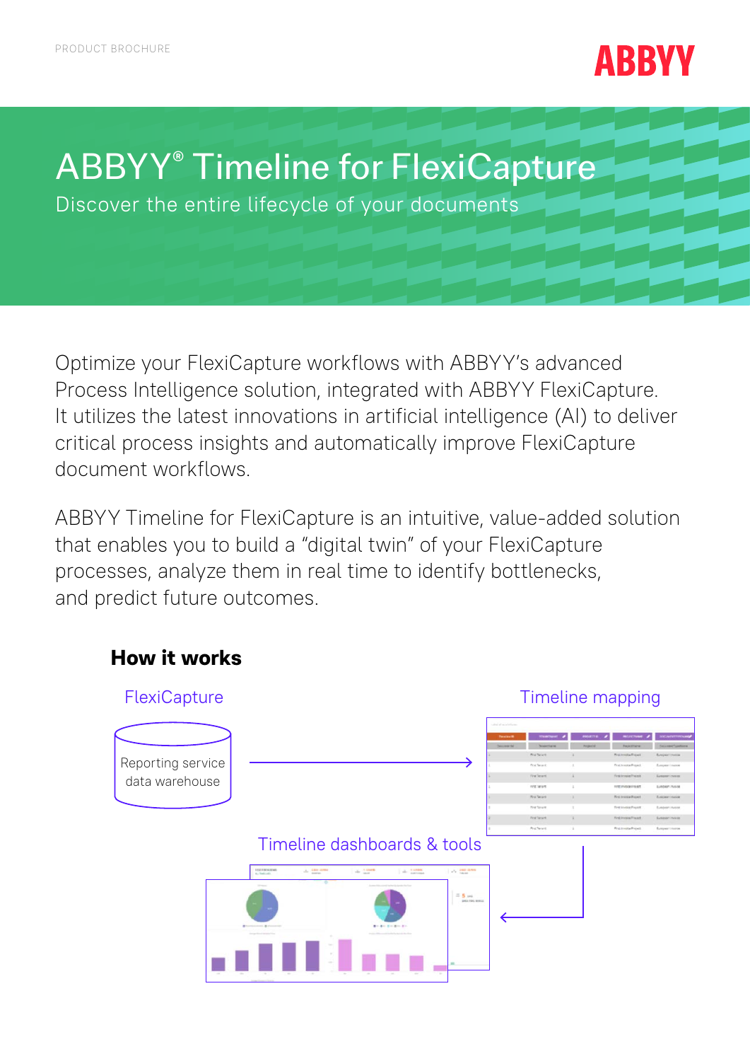# ABBYY® Timeline for FlexiCapture

Discover the entire lifecycle of your documents

Optimize your FlexiCapture workflows with ABBYY's advanced Process Intelligence solution, integrated with ABBYY FlexiCapture. It utilizes the latest innovations in artificial intelligence (AI) to deliver critical process insights and automatically improve FlexiCapture document workflows.

ABBYY Timeline for FlexiCapture is an intuitive, value-added solution that enables you to build a "digital twin" of your FlexiCapture processes, analyze them in real time to identify bottlenecks, and predict future outcomes.

## How it works

FlexiCapture

Reporting service data warehouse

Timeline mapping

Timeline dashboards & tools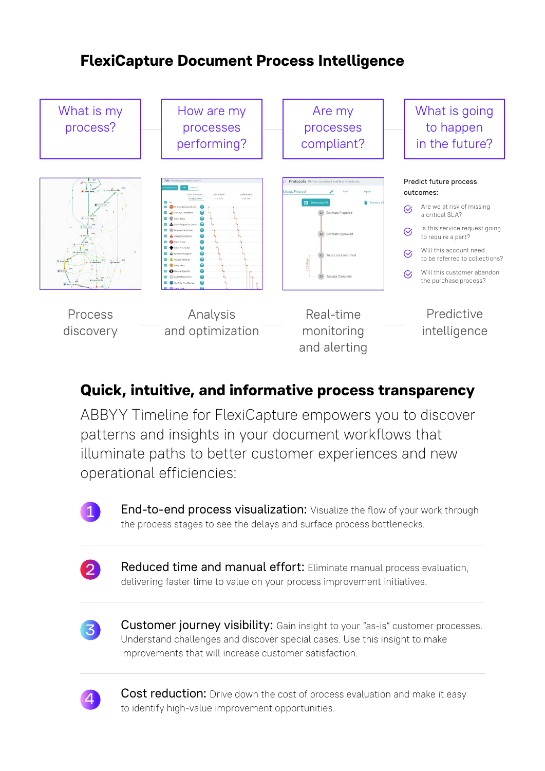# FlexiCapture Document Process Intelligence

| What is my process? | How are my processes performing? | Are my processes compliant? | What is going to happen in the future? |
|---|---|---|---|
| Process discovery | Analysis and optimization | Real-time monitoring and alerting | Predictive intelligence |

Predict future process outcomes:

- Are we at risk of missing a critical SLA?
- Is this service request going to require a part?
- Will this account need to be referred to collections?
- Will this customer abandon the purchase process?

## Quick, intuitive, and informative process transparency

ABBYY Timeline for FlexiCapture empowers you to discover patterns and insights in your document workflows that illuminate paths to better customer experiences and new operational efficiencies:

1. **End-to-end process visualization:** Visualize the flow of your work through the process stages to see the delays and surface process bottlenecks.
2. **Reduced time and manual effort:** Eliminate manual process evaluation, delivering faster time to value on your process improvement initiatives.
3. **Customer journey visibility:** Gain insight to your "as-is" customer processes. Understand challenges and discover special cases. Use this insight to make improvements that will increase customer satisfaction.
4. **Cost reduction:** Drive down the cost of process evaluation and make it easy to identify high-value improvement opportunities.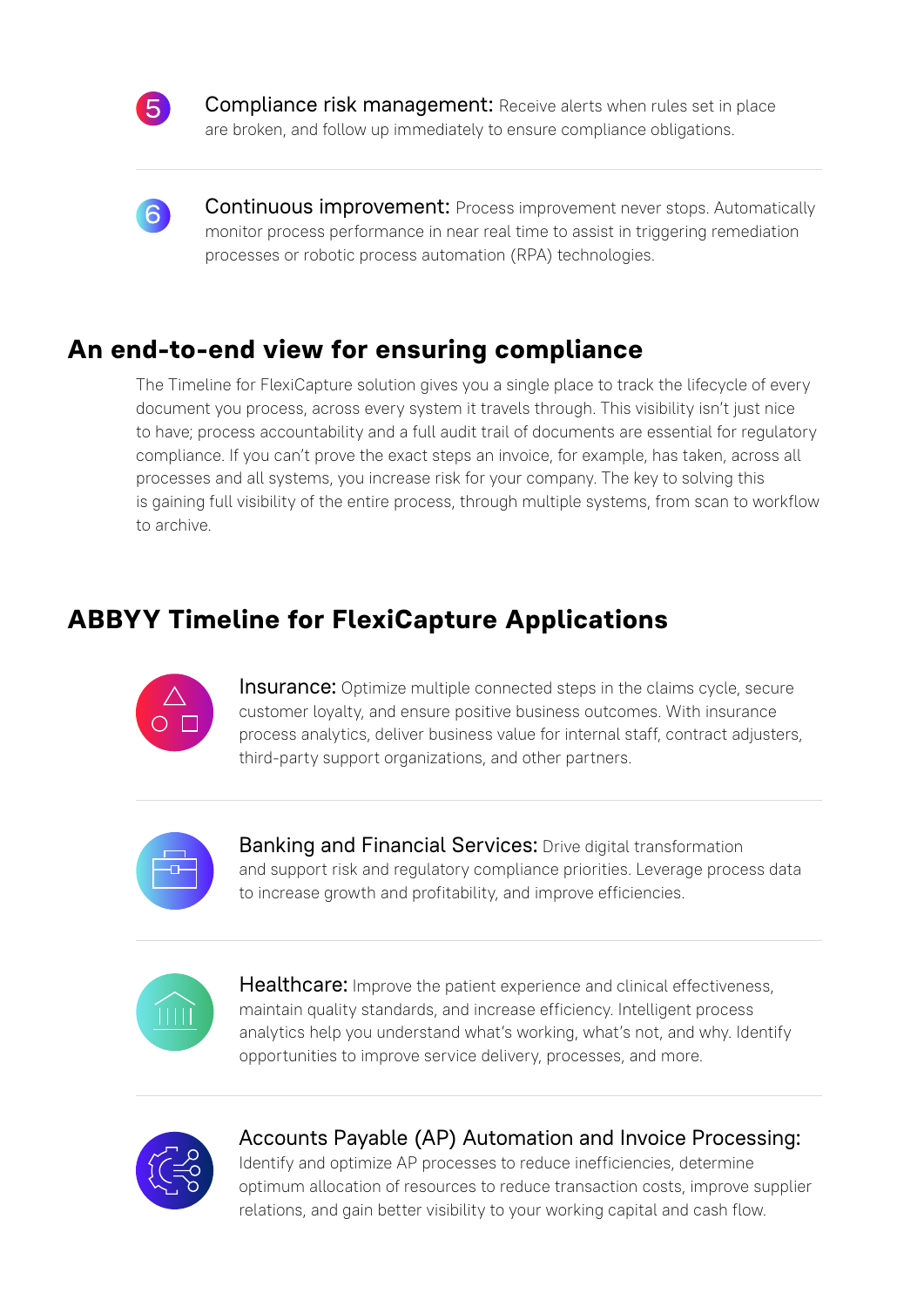5. **Compliance risk management:** Receive alerts when rules set in place are broken, and follow up immediately to ensure compliance obligations.

6. **Continuous improvement:** Process improvement never stops. Automatically monitor process performance in near real time to assist in triggering remediation processes or robotic process automation (RPA) technologies.

## An end-to-end view for ensuring compliance

The Timeline for FlexiCapture solution gives you a single place to track the lifecycle of every document you process, across every system it travels through. This visibility isn't just nice to have; process accountability and a full audit trail of documents are essential for regulatory compliance. If you can't prove the exact steps an invoice, for example, has taken, across all processes and all systems, you increase risk for your company. The key to solving this is gaining full visibility of the entire process, through multiple systems, from scan to workflow to archive.

## ABBYY Timeline for FlexiCapture Applications

**Insurance:** Optimize multiple connected steps in the claims cycle, secure customer loyalty, and ensure positive business outcomes. With insurance process analytics, deliver business value for internal staff, contract adjusters, third-party support organizations, and other partners.

**Banking and Financial Services:** Drive digital transformation and support risk and regulatory compliance priorities. Leverage process data to increase growth and profitability, and improve efficiencies.

**Healthcare:** Improve the patient experience and clinical effectiveness, maintain quality standards, and increase efficiency. Intelligent process analytics help you understand what's working, what's not, and why. Identify opportunities to improve service delivery, processes, and more.

**Accounts Payable (AP) Automation and Invoice Processing:** Identify and optimize AP processes to reduce inefficiencies, determine optimum allocation of resources to reduce transaction costs, improve supplier relations, and gain better visibility to your working capital and cash flow.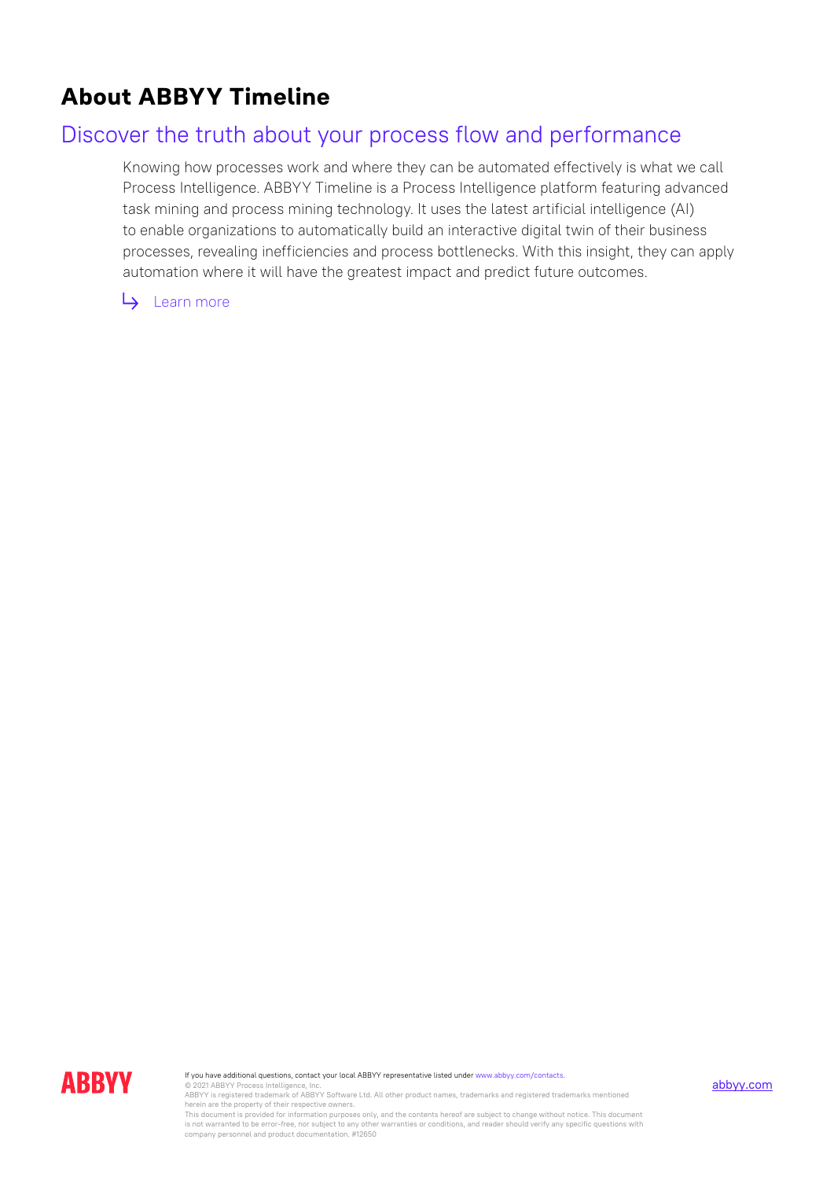# About ABBYY Timeline

## Discover the truth about your process flow and performance

Knowing how processes work and where they can be automated effectively is what we call Process Intelligence. ABBYY Timeline is a Process Intelligence platform featuring advanced task mining and process mining technology. It uses the latest artificial intelligence (AI) to enable organizations to automatically build an interactive digital twin of their business processes, revealing inefficiencies and process bottlenecks. With this insight, they can apply automation where it will have the greatest impact and predict future outcomes.

↳ Learn more

ABBYY

If you have additional questions, contact your local ABBYY representative listed under www.abbyy.com/contacts.
© 2021 ABBYY Process Intelligence, Inc.
ABBYY is registered trademark of ABBYY Software Ltd. All other product names, trademarks and registered trademarks mentioned herein are the property of their respective owners.
This document is provided for information purposes only, and the contents hereof are subject to change without notice. This document is not warranted to be error-free, nor subject to any other warranties or conditions, and reader should verify any specific questions with company personnel and product documentation. #12650

abbyy.com